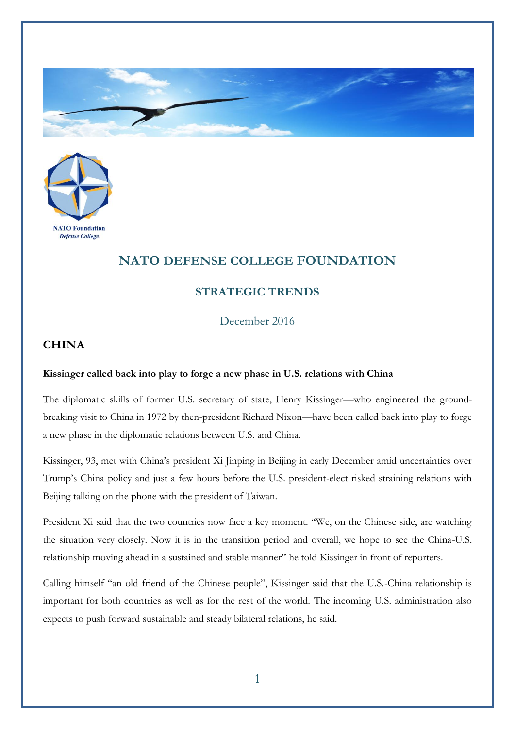NATO Foundation
*Defense College*

# NATO DEFENSE COLLEGE FOUNDATION

## STRATEGIC TRENDS

December 2016

## CHINA

**Kissinger called back into play to forge a new phase in U.S. relations with China**

The diplomatic skills of former U.S. secretary of state, Henry Kissinger—who engineered the ground-breaking visit to China in 1972 by then-president Richard Nixon—have been called back into play to forge a new phase in the diplomatic relations between U.S. and China.

Kissinger, 93, met with China's president Xi Jinping in Beijing in early December amid uncertainties over Trump's China policy and just a few hours before the U.S. president-elect risked straining relations with Beijing talking on the phone with the president of Taiwan.

President Xi said that the two countries now face a key moment. "We, on the Chinese side, are watching the situation very closely. Now it is in the transition period and overall, we hope to see the China-U.S. relationship moving ahead in a sustained and stable manner" he told Kissinger in front of reporters.

Calling himself "an old friend of the Chinese people", Kissinger said that the U.S.-China relationship is important for both countries as well as for the rest of the world. The incoming U.S. administration also expects to push forward sustainable and steady bilateral relations, he said.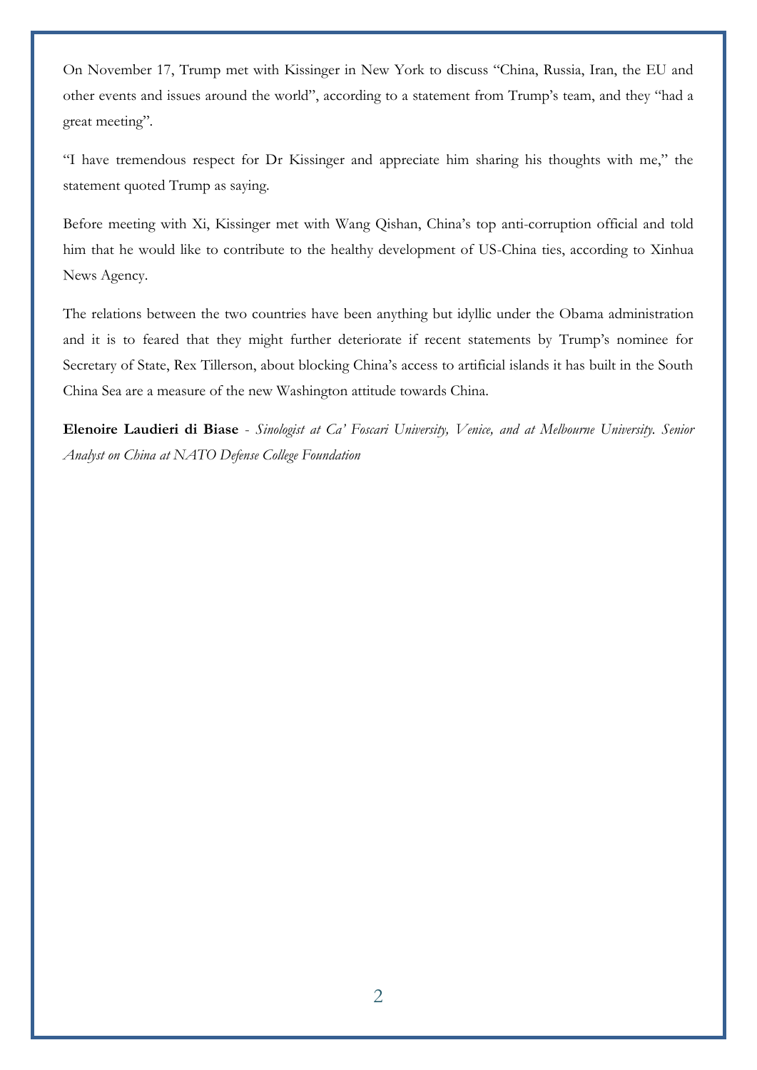On November 17, Trump met with Kissinger in New York to discuss "China, Russia, Iran, the EU and other events and issues around the world", according to a statement from Trump's team, and they "had a great meeting".

"I have tremendous respect for Dr Kissinger and appreciate him sharing his thoughts with me," the statement quoted Trump as saying.

Before meeting with Xi, Kissinger met with Wang Qishan, China's top anti-corruption official and told him that he would like to contribute to the healthy development of US-China ties, according to Xinhua News Agency.

The relations between the two countries have been anything but idyllic under the Obama administration and it is to feared that they might further deteriorate if recent statements by Trump's nominee for Secretary of State, Rex Tillerson, about blocking China's access to artificial islands it has built in the South China Sea are a measure of the new Washington attitude towards China.

**Elenoire Laudieri di Biase** - *Sinologist at Ca' Foscari University, Venice, and at Melbourne University. Senior Analyst on China at NATO Defense College Foundation*